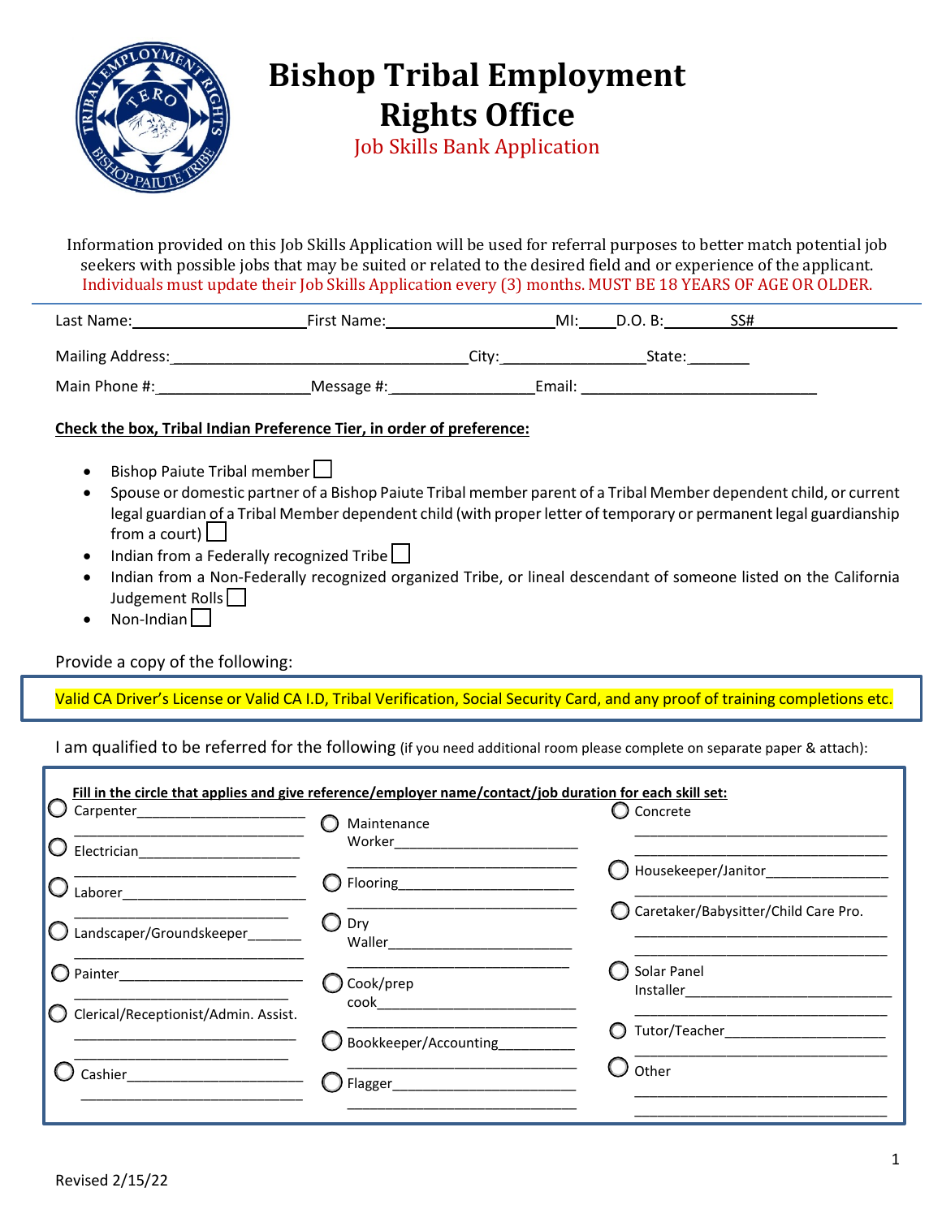# Bishop Tribal Employment Rights Office

## Job Skills Bank Application

Information provided on this Job Skills Application will be used for referral purposes to better match potential job seekers with possible jobs that may be suited or related to the desired field and or experience of the applicant. Individuals must update their Job Skills Application every (3) months. MUST BE 18 YEARS OF AGE OR OLDER.

Last Name:____________________ First Name:____________________ MI:____ D.O. B:________ SS#________________

Mailing Address:________________________________ City:________________ State:_______

Main Phone #:________________ Message #:________________ Email: ___________________________

**Check the box, Tribal Indian Preference Tier, in order of preference:**

- Bishop Paiute Tribal member ☐
- Spouse or domestic partner of a Bishop Paiute Tribal member parent of a Tribal Member dependent child, or current legal guardian of a Tribal Member dependent child (with proper letter of temporary or permanent legal guardianship from a court) ☐
- Indian from a Federally recognized Tribe ☐
- Indian from a Non-Federally recognized organized Tribe, or lineal descendant of someone listed on the California Judgement Rolls ☐
- Non-Indian ☐

Provide a copy of the following:

Valid CA Driver's License or Valid CA I.D, Tribal Verification, Social Security Card, and any proof of training completions etc.

I am qualified to be referred for the following (if you need additional room please complete on separate paper & attach):

**Fill in the circle that applies and give reference/employer name/contact/job duration for each skill set:**

○ Carpenter______________________
______________________________

○ Electrician____________________
______________________________

○ Laborer_______________________
______________________________

○ Landscaper/Groundskeeper_______
______________________________

○ Painter_______________________
______________________________

○ Clerical/Receptionist/Admin. Assist.
______________________________
______________________________

○ Cashier_______________________
______________________________

○ Maintenance Worker______________________
______________________________

○ Flooring______________________
______________________________

○ Dry Waller______________________
______________________________

○ Cook/prep cook______________________
______________________________

○ Bookkeeper/Accounting__________
______________________________

○ Flagger_______________________
______________________________

○ Concrete
______________________________
______________________________

○ Housekeeper/Janitor______________
______________________________

○ Caretaker/Babysitter/Child Care Pro.
______________________________
______________________________

○ Solar Panel Installer__________________________
______________________________

○ Tutor/Teacher____________________
______________________________

○ Other
______________________________
______________________________

Revised 2/15/22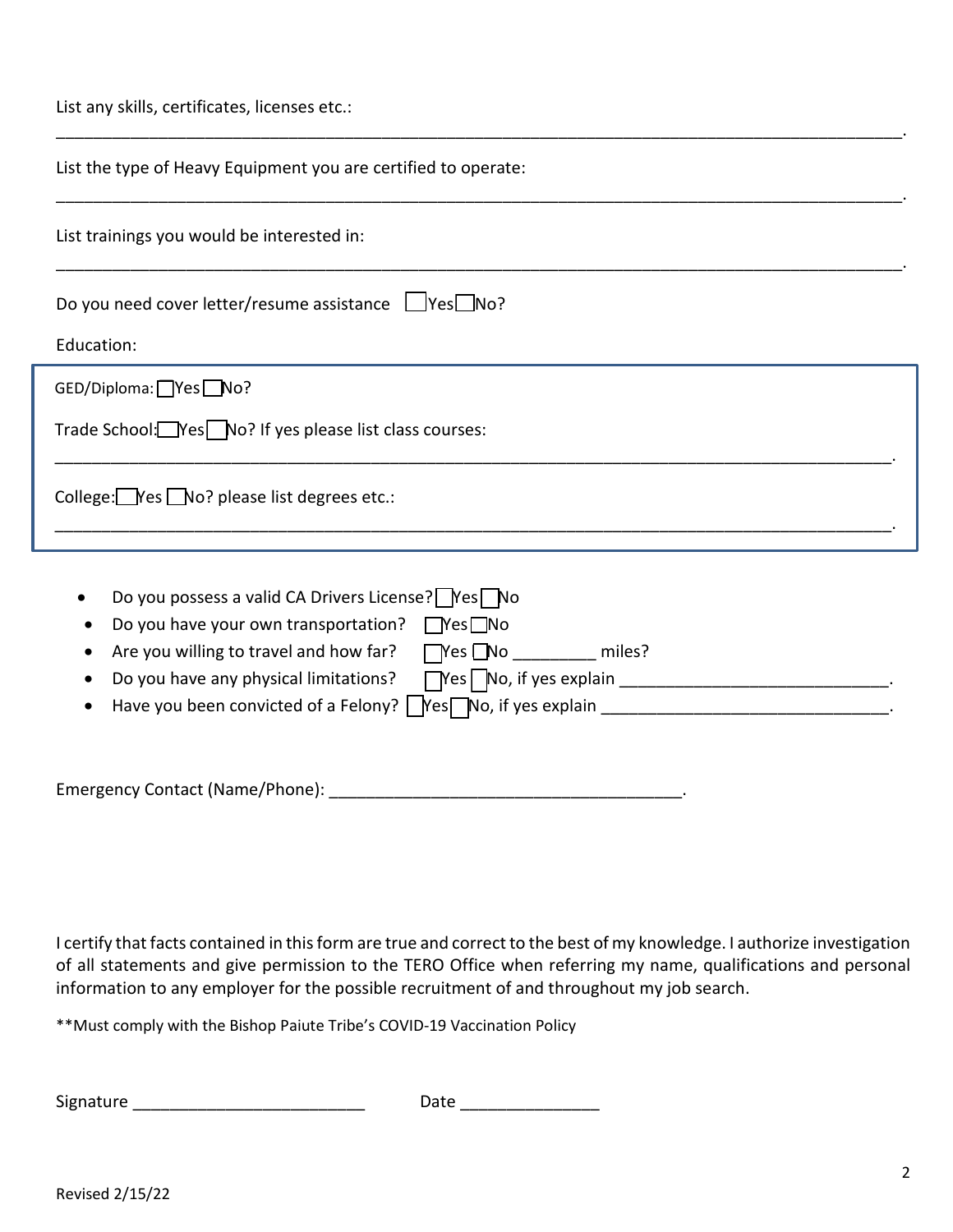List any skills, certificates, licenses etc.:

____________________________________________________________________________________________.

List the type of Heavy Equipment you are certified to operate:

____________________________________________________________________________________________.

List trainings you would be interested in:

____________________________________________________________________________________________.

Do you need cover letter/resume assistance ☐Yes☐No?

Education:

GED/Diploma: ☐Yes☐No?

Trade School:☐Yes☐No? If yes please list class courses:

____________________________________________________________________________________________.

College:☐Yes☐No? please list degrees etc.:

____________________________________________________________________________________________.

- Do you possess a valid CA Drivers License?☐Yes☐No
- Do you have your own transportation? ☐Yes☐No
- Are you willing to travel and how far? ☐Yes ☐No _________ miles?
- Do you have any physical limitations? ☐Yes☐No, if yes explain ____________________________.
- Have you been convicted of a Felony? ☐Yes☐No, if yes explain ______________________________.

Emergency Contact (Name/Phone): _____________________________________.

I certify that facts contained in this form are true and correct to the best of my knowledge. I authorize investigation of all statements and give permission to the TERO Office when referring my name, qualifications and personal information to any employer for the possible recruitment of and throughout my job search.

**Must comply with the Bishop Paiute Tribe's COVID-19 Vaccination Policy

Signature ________________________ Date ______________

Revised 2/15/22